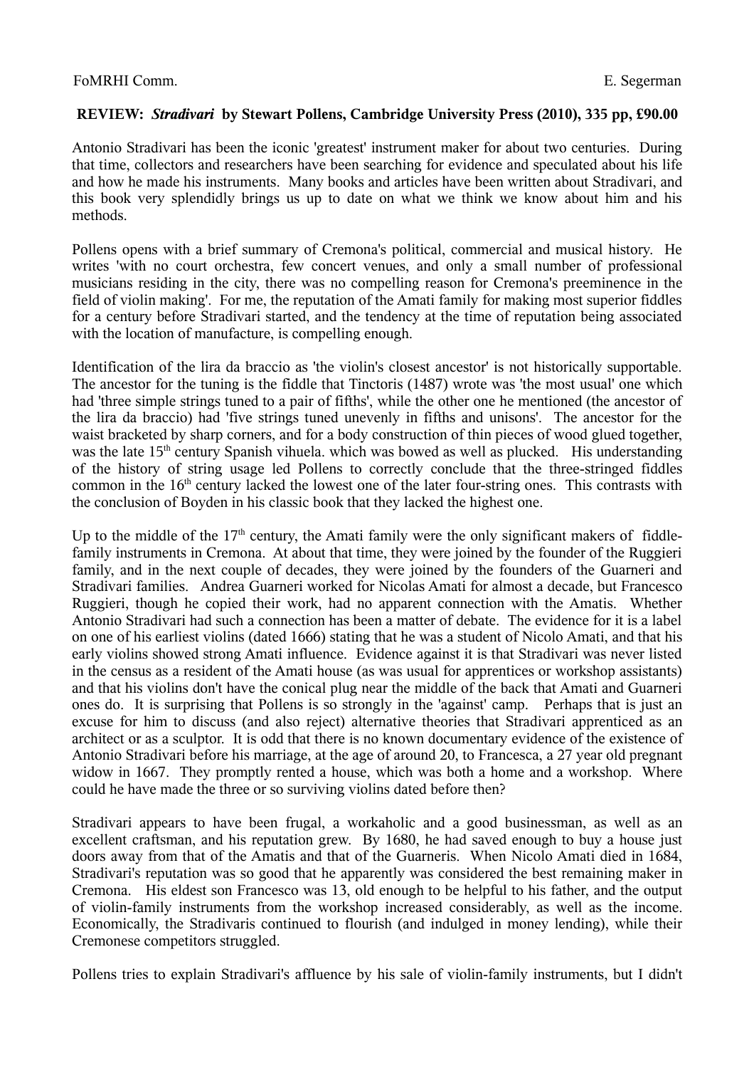FoMRHI Comm. E. Segerman

**REVIEW: *Stradivari* by Stewart Pollens, Cambridge University Press (2010), 335 pp, £90.00**

Antonio Stradivari has been the iconic 'greatest' instrument maker for about two centuries. During that time, collectors and researchers have been searching for evidence and speculated about his life and how he made his instruments. Many books and articles have been written about Stradivari, and this book very splendidly brings us up to date on what we think we know about him and his methods.

Pollens opens with a brief summary of Cremona's political, commercial and musical history. He writes 'with no court orchestra, few concert venues, and only a small number of professional musicians residing in the city, there was no compelling reason for Cremona's preeminence in the field of violin making'. For me, the reputation of the Amati family for making most superior fiddles for a century before Stradivari started, and the tendency at the time of reputation being associated with the location of manufacture, is compelling enough.

Identification of the lira da braccio as 'the violin's closest ancestor' is not historically supportable. The ancestor for the tuning is the fiddle that Tinctoris (1487) wrote was 'the most usual' one which had 'three simple strings tuned to a pair of fifths', while the other one he mentioned (the ancestor of the lira da braccio) had 'five strings tuned unevenly in fifths and unisons'. The ancestor for the waist bracketed by sharp corners, and for a body construction of thin pieces of wood glued together, was the late 15th century Spanish vihuela. which was bowed as well as plucked. His understanding of the history of string usage led Pollens to correctly conclude that the three-stringed fiddles common in the 16th century lacked the lowest one of the later four-string ones. This contrasts with the conclusion of Boyden in his classic book that they lacked the highest one.

Up to the middle of the 17th century, the Amati family were the only significant makers of fiddle-family instruments in Cremona. At about that time, they were joined by the founder of the Ruggieri family, and in the next couple of decades, they were joined by the founders of the Guarneri and Stradivari families. Andrea Guarneri worked for Nicolas Amati for almost a decade, but Francesco Ruggieri, though he copied their work, had no apparent connection with the Amatis. Whether Antonio Stradivari had such a connection has been a matter of debate. The evidence for it is a label on one of his earliest violins (dated 1666) stating that he was a student of Nicolo Amati, and that his early violins showed strong Amati influence. Evidence against it is that Stradivari was never listed in the census as a resident of the Amati house (as was usual for apprentices or workshop assistants) and that his violins don't have the conical plug near the middle of the back that Amati and Guarneri ones do. It is surprising that Pollens is so strongly in the 'against' camp. Perhaps that is just an excuse for him to discuss (and also reject) alternative theories that Stradivari apprenticed as an architect or as a sculptor. It is odd that there is no known documentary evidence of the existence of Antonio Stradivari before his marriage, at the age of around 20, to Francesca, a 27 year old pregnant widow in 1667. They promptly rented a house, which was both a home and a workshop. Where could he have made the three or so surviving violins dated before then?

Stradivari appears to have been frugal, a workaholic and a good businessman, as well as an excellent craftsman, and his reputation grew. By 1680, he had saved enough to buy a house just doors away from that of the Amatis and that of the Guarneris. When Nicolo Amati died in 1684, Stradivari's reputation was so good that he apparently was considered the best remaining maker in Cremona. His eldest son Francesco was 13, old enough to be helpful to his father, and the output of violin-family instruments from the workshop increased considerably, as well as the income. Economically, the Stradivaris continued to flourish (and indulged in money lending), while their Cremonese competitors struggled.

Pollens tries to explain Stradivari's affluence by his sale of violin-family instruments, but I didn't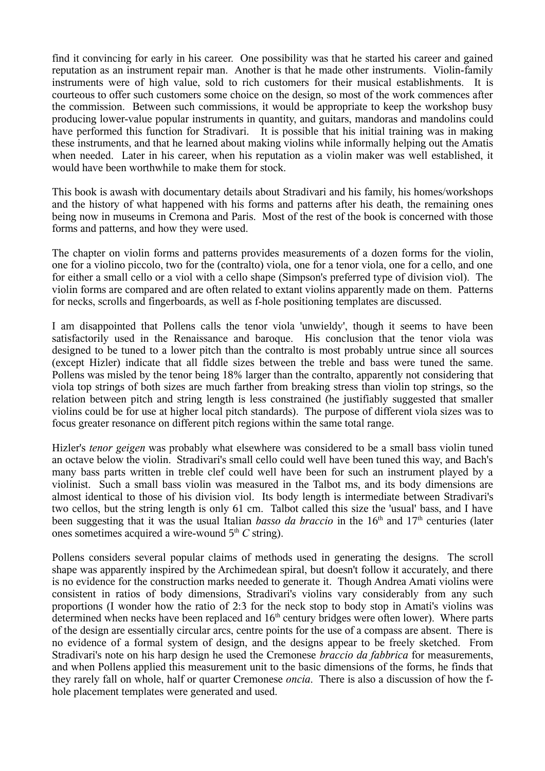find it convincing for early in his career. One possibility was that he started his career and gained reputation as an instrument repair man. Another is that he made other instruments. Violin-family instruments were of high value, sold to rich customers for their musical establishments. It is courteous to offer such customers some choice on the design, so most of the work commences after the commission. Between such commissions, it would be appropriate to keep the workshop busy producing lower-value popular instruments in quantity, and guitars, mandoras and mandolins could have performed this function for Stradivari. It is possible that his initial training was in making these instruments, and that he learned about making violins while informally helping out the Amatis when needed. Later in his career, when his reputation as a violin maker was well established, it would have been worthwhile to make them for stock.

This book is awash with documentary details about Stradivari and his family, his homes/workshops and the history of what happened with his forms and patterns after his death, the remaining ones being now in museums in Cremona and Paris. Most of the rest of the book is concerned with those forms and patterns, and how they were used.

The chapter on violin forms and patterns provides measurements of a dozen forms for the violin, one for a violino piccolo, two for the (contralto) viola, one for a tenor viola, one for a cello, and one for either a small cello or a viol with a cello shape (Simpson's preferred type of division viol). The violin forms are compared and are often related to extant violins apparently made on them. Patterns for necks, scrolls and fingerboards, as well as f-hole positioning templates are discussed.

I am disappointed that Pollens calls the tenor viola 'unwieldy', though it seems to have been satisfactorily used in the Renaissance and baroque. His conclusion that the tenor viola was designed to be tuned to a lower pitch than the contralto is most probably untrue since all sources (except Hizler) indicate that all fiddle sizes between the treble and bass were tuned the same. Pollens was misled by the tenor being 18% larger than the contralto, apparently not considering that viola top strings of both sizes are much farther from breaking stress than violin top strings, so the relation between pitch and string length is less constrained (he justifiably suggested that smaller violins could be for use at higher local pitch standards). The purpose of different viola sizes was to focus greater resonance on different pitch regions within the same total range.

Hizler's *tenor geigen* was probably what elsewhere was considered to be a small bass violin tuned an octave below the violin. Stradivari's small cello could well have been tuned this way, and Bach's many bass parts written in treble clef could well have been for such an instrument played by a violinist. Such a small bass violin was measured in the Talbot ms, and its body dimensions are almost identical to those of his division viol. Its body length is intermediate between Stradivari's two cellos, but the string length is only 61 cm. Talbot called this size the 'usual' bass, and I have been suggesting that it was the usual Italian *basso da braccio* in the 16th and 17th centuries (later ones sometimes acquired a wire-wound 5th *C* string).

Pollens considers several popular claims of methods used in generating the designs. The scroll shape was apparently inspired by the Archimedean spiral, but doesn't follow it accurately, and there is no evidence for the construction marks needed to generate it. Though Andrea Amati violins were consistent in ratios of body dimensions, Stradivari's violins vary considerably from any such proportions (I wonder how the ratio of 2:3 for the neck stop to body stop in Amati's violins was determined when necks have been replaced and 16th century bridges were often lower). Where parts of the design are essentially circular arcs, centre points for the use of a compass are absent. There is no evidence of a formal system of design, and the designs appear to be freely sketched. From Stradivari's note on his harp design he used the Cremonese *braccio da fabbrica* for measurements, and when Pollens applied this measurement unit to the basic dimensions of the forms, he finds that they rarely fall on whole, half or quarter Cremonese *oncia*. There is also a discussion of how the f-hole placement templates were generated and used.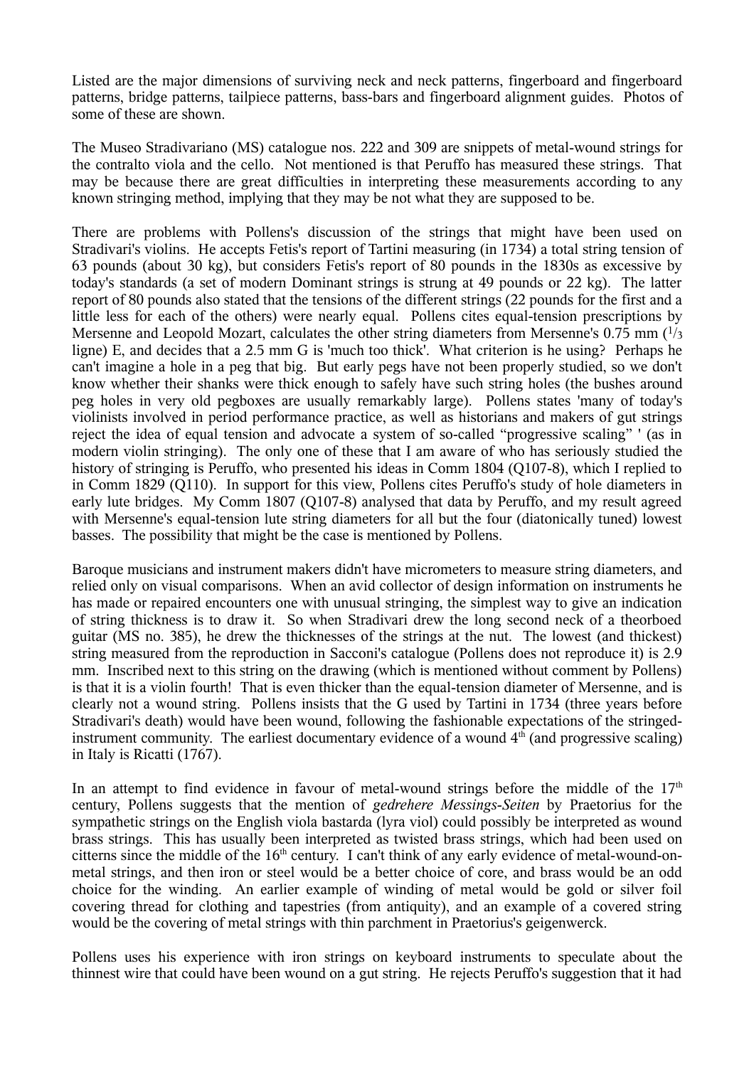Listed are the major dimensions of surviving neck and neck patterns, fingerboard and fingerboard patterns, bridge patterns, tailpiece patterns, bass-bars and fingerboard alignment guides. Photos of some of these are shown.

The Museo Stradivariano (MS) catalogue nos. 222 and 309 are snippets of metal-wound strings for the contralto viola and the cello. Not mentioned is that Peruffo has measured these strings. That may be because there are great difficulties in interpreting these measurements according to any known stringing method, implying that they may be not what they are supposed to be.

There are problems with Pollens's discussion of the strings that might have been used on Stradivari's violins. He accepts Fetis's report of Tartini measuring (in 1734) a total string tension of 63 pounds (about 30 kg), but considers Fetis's report of 80 pounds in the 1830s as excessive by today's standards (a set of modern Dominant strings is strung at 49 pounds or 22 kg). The latter report of 80 pounds also stated that the tensions of the different strings (22 pounds for the first and a little less for each of the others) were nearly equal. Pollens cites equal-tension prescriptions by Mersenne and Leopold Mozart, calculates the other string diameters from Mersenne's 0.75 mm ($^1/_3$ ligne) E, and decides that a 2.5 mm G is 'much too thick'. What criterion is he using? Perhaps he can't imagine a hole in a peg that big. But early pegs have not been properly studied, so we don't know whether their shanks were thick enough to safely have such string holes (the bushes around peg holes in very old pegboxes are usually remarkably large). Pollens states 'many of today's violinists involved in period performance practice, as well as historians and makers of gut strings reject the idea of equal tension and advocate a system of so-called "progressive scaling" ' (as in modern violin stringing). The only one of these that I am aware of who has seriously studied the history of stringing is Peruffo, who presented his ideas in Comm 1804 (Q107-8), which I replied to in Comm 1829 (Q110). In support for this view, Pollens cites Peruffo's study of hole diameters in early lute bridges. My Comm 1807 (Q107-8) analysed that data by Peruffo, and my result agreed with Mersenne's equal-tension lute string diameters for all but the four (diatonically tuned) lowest basses. The possibility that might be the case is mentioned by Pollens.

Baroque musicians and instrument makers didn't have micrometers to measure string diameters, and relied only on visual comparisons. When an avid collector of design information on instruments he has made or repaired encounters one with unusual stringing, the simplest way to give an indication of string thickness is to draw it. So when Stradivari drew the long second neck of a theorboed guitar (MS no. 385), he drew the thicknesses of the strings at the nut. The lowest (and thickest) string measured from the reproduction in Sacconi's catalogue (Pollens does not reproduce it) is 2.9 mm. Inscribed next to this string on the drawing (which is mentioned without comment by Pollens) is that it is a violin fourth! That is even thicker than the equal-tension diameter of Mersenne, and is clearly not a wound string. Pollens insists that the G used by Tartini in 1734 (three years before Stradivari's death) would have been wound, following the fashionable expectations of the stringed-instrument community. The earliest documentary evidence of a wound 4th (and progressive scaling) in Italy is Ricatti (1767).

In an attempt to find evidence in favour of metal-wound strings before the middle of the 17th century, Pollens suggests that the mention of *gedrehere Messings-Seiten* by Praetorius for the sympathetic strings on the English viola bastarda (lyra viol) could possibly be interpreted as wound brass strings. This has usually been interpreted as twisted brass strings, which had been used on citterns since the middle of the 16th century. I can't think of any early evidence of metal-wound-on-metal strings, and then iron or steel would be a better choice of core, and brass would be an odd choice for the winding. An earlier example of winding of metal would be gold or silver foil covering thread for clothing and tapestries (from antiquity), and an example of a covered string would be the covering of metal strings with thin parchment in Praetorius's geigenwerck.

Pollens uses his experience with iron strings on keyboard instruments to speculate about the thinnest wire that could have been wound on a gut string. He rejects Peruffo's suggestion that it had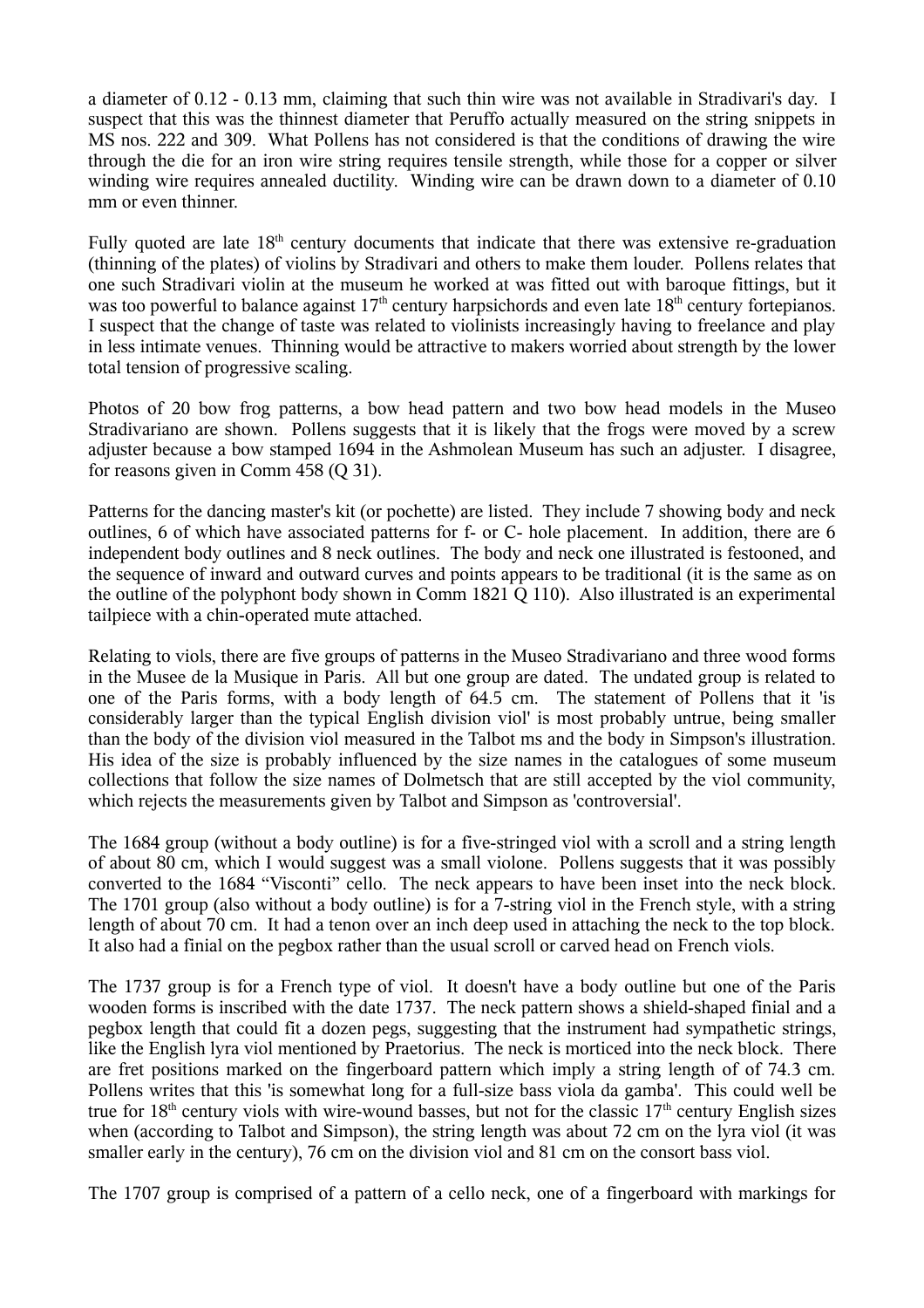a diameter of 0.12 - 0.13 mm, claiming that such thin wire was not available in Stradivari's day. I suspect that this was the thinnest diameter that Peruffo actually measured on the string snippets in MS nos. 222 and 309. What Pollens has not considered is that the conditions of drawing the wire through the die for an iron wire string requires tensile strength, while those for a copper or silver winding wire requires annealed ductility. Winding wire can be drawn down to a diameter of 0.10 mm or even thinner.

Fully quoted are late 18th century documents that indicate that there was extensive re-graduation (thinning of the plates) of violins by Stradivari and others to make them louder. Pollens relates that one such Stradivari violin at the museum he worked at was fitted out with baroque fittings, but it was too powerful to balance against 17th century harpsichords and even late 18th century fortepianos. I suspect that the change of taste was related to violinists increasingly having to freelance and play in less intimate venues. Thinning would be attractive to makers worried about strength by the lower total tension of progressive scaling.

Photos of 20 bow frog patterns, a bow head pattern and two bow head models in the Museo Stradivariano are shown. Pollens suggests that it is likely that the frogs were moved by a screw adjuster because a bow stamped 1694 in the Ashmolean Museum has such an adjuster. I disagree, for reasons given in Comm 458 (Q 31).

Patterns for the dancing master's kit (or pochette) are listed. They include 7 showing body and neck outlines, 6 of which have associated patterns for f- or C- hole placement. In addition, there are 6 independent body outlines and 8 neck outlines. The body and neck one illustrated is festooned, and the sequence of inward and outward curves and points appears to be traditional (it is the same as on the outline of the polyphont body shown in Comm 1821 Q 110). Also illustrated is an experimental tailpiece with a chin-operated mute attached.

Relating to viols, there are five groups of patterns in the Museo Stradivariano and three wood forms in the Musee de la Musique in Paris. All but one group are dated. The undated group is related to one of the Paris forms, with a body length of 64.5 cm. The statement of Pollens that it 'is considerably larger than the typical English division viol' is most probably untrue, being smaller than the body of the division viol measured in the Talbot ms and the body in Simpson's illustration. His idea of the size is probably influenced by the size names in the catalogues of some museum collections that follow the size names of Dolmetsch that are still accepted by the viol community, which rejects the measurements given by Talbot and Simpson as 'controversial'.

The 1684 group (without a body outline) is for a five-stringed viol with a scroll and a string length of about 80 cm, which I would suggest was a small violone. Pollens suggests that it was possibly converted to the 1684 “Visconti” cello. The neck appears to have been inset into the neck block. The 1701 group (also without a body outline) is for a 7-string viol in the French style, with a string length of about 70 cm. It had a tenon over an inch deep used in attaching the neck to the top block. It also had a finial on the pegbox rather than the usual scroll or carved head on French viols.

The 1737 group is for a French type of viol. It doesn't have a body outline but one of the Paris wooden forms is inscribed with the date 1737. The neck pattern shows a shield-shaped finial and a pegbox length that could fit a dozen pegs, suggesting that the instrument had sympathetic strings, like the English lyra viol mentioned by Praetorius. The neck is morticed into the neck block. There are fret positions marked on the fingerboard pattern which imply a string length of of 74.3 cm. Pollens writes that this 'is somewhat long for a full-size bass viola da gamba'. This could well be true for 18th century viols with wire-wound basses, but not for the classic 17th century English sizes when (according to Talbot and Simpson), the string length was about 72 cm on the lyra viol (it was smaller early in the century), 76 cm on the division viol and 81 cm on the consort bass viol.

The 1707 group is comprised of a pattern of a cello neck, one of a fingerboard with markings for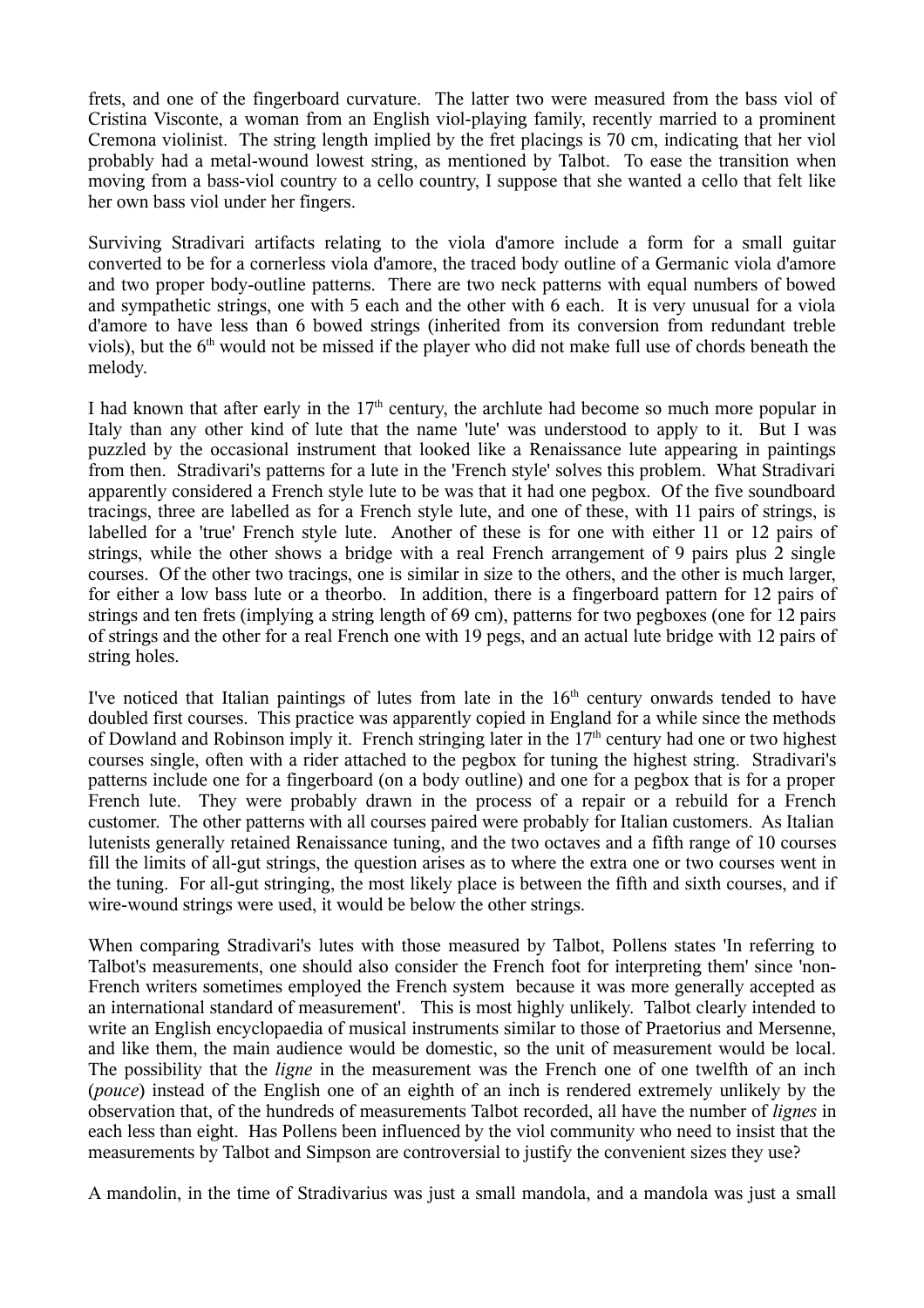frets, and one of the fingerboard curvature. The latter two were measured from the bass viol of Cristina Visconte, a woman from an English viol-playing family, recently married to a prominent Cremona violinist. The string length implied by the fret placings is 70 cm, indicating that her viol probably had a metal-wound lowest string, as mentioned by Talbot. To ease the transition when moving from a bass-viol country to a cello country, I suppose that she wanted a cello that felt like her own bass viol under her fingers.

Surviving Stradivari artifacts relating to the viola d'amore include a form for a small guitar converted to be for a cornerless viola d'amore, the traced body outline of a Germanic viola d'amore and two proper body-outline patterns. There are two neck patterns with equal numbers of bowed and sympathetic strings, one with 5 each and the other with 6 each. It is very unusual for a viola d'amore to have less than 6 bowed strings (inherited from its conversion from redundant treble viols), but the 6th would not be missed if the player who did not make full use of chords beneath the melody.

I had known that after early in the 17th century, the archlute had become so much more popular in Italy than any other kind of lute that the name 'lute' was understood to apply to it. But I was puzzled by the occasional instrument that looked like a Renaissance lute appearing in paintings from then. Stradivari's patterns for a lute in the 'French style' solves this problem. What Stradivari apparently considered a French style lute to be was that it had one pegbox. Of the five soundboard tracings, three are labelled as for a French style lute, and one of these, with 11 pairs of strings, is labelled for a 'true' French style lute. Another of these is for one with either 11 or 12 pairs of strings, while the other shows a bridge with a real French arrangement of 9 pairs plus 2 single courses. Of the other two tracings, one is similar in size to the others, and the other is much larger, for either a low bass lute or a theorbo. In addition, there is a fingerboard pattern for 12 pairs of strings and ten frets (implying a string length of 69 cm), patterns for two pegboxes (one for 12 pairs of strings and the other for a real French one with 19 pegs, and an actual lute bridge with 12 pairs of string holes.

I've noticed that Italian paintings of lutes from late in the 16th century onwards tended to have doubled first courses. This practice was apparently copied in England for a while since the methods of Dowland and Robinson imply it. French stringing later in the 17th century had one or two highest courses single, often with a rider attached to the pegbox for tuning the highest string. Stradivari's patterns include one for a fingerboard (on a body outline) and one for a pegbox that is for a proper French lute. They were probably drawn in the process of a repair or a rebuild for a French customer. The other patterns with all courses paired were probably for Italian customers. As Italian lutenists generally retained Renaissance tuning, and the two octaves and a fifth range of 10 courses fill the limits of all-gut strings, the question arises as to where the extra one or two courses went in the tuning. For all-gut stringing, the most likely place is between the fifth and sixth courses, and if wire-wound strings were used, it would be below the other strings.

When comparing Stradivari's lutes with those measured by Talbot, Pollens states 'In referring to Talbot's measurements, one should also consider the French foot for interpreting them' since 'non-French writers sometimes employed the French system because it was more generally accepted as an international standard of measurement'. This is most highly unlikely. Talbot clearly intended to write an English encyclopaedia of musical instruments similar to those of Praetorius and Mersenne, and like them, the main audience would be domestic, so the unit of measurement would be local. The possibility that the *ligne* in the measurement was the French one of one twelfth of an inch (*pouce*) instead of the English one of an eighth of an inch is rendered extremely unlikely by the observation that, of the hundreds of measurements Talbot recorded, all have the number of *lignes* in each less than eight. Has Pollens been influenced by the viol community who need to insist that the measurements by Talbot and Simpson are controversial to justify the convenient sizes they use?

A mandolin, in the time of Stradivarius was just a small mandola, and a mandola was just a small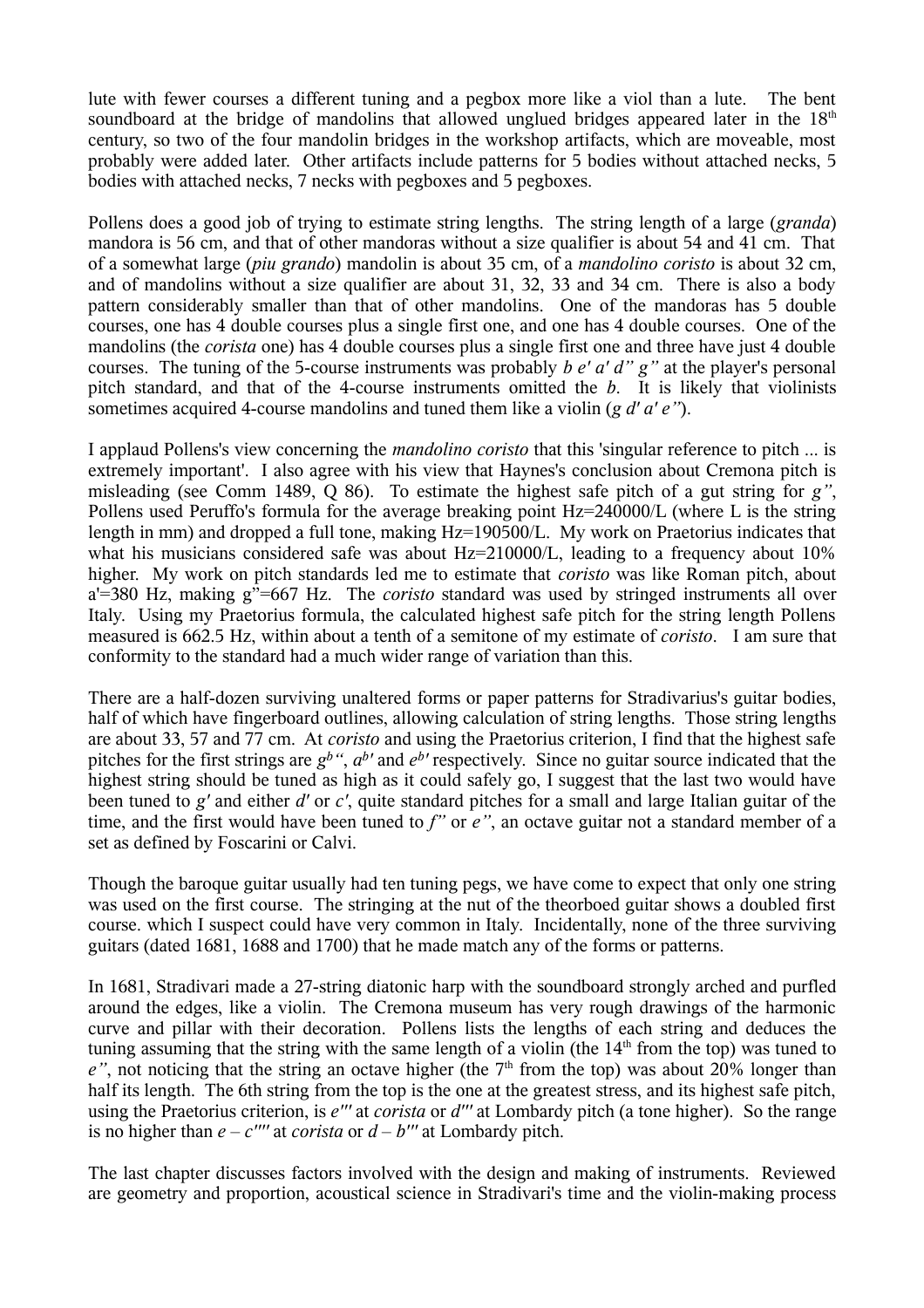lute with fewer courses a different tuning and a pegbox more like a viol than a lute. The bent soundboard at the bridge of mandolins that allowed unglued bridges appeared later in the 18th century, so two of the four mandolin bridges in the workshop artifacts, which are moveable, most probably were added later. Other artifacts include patterns for 5 bodies without attached necks, 5 bodies with attached necks, 7 necks with pegboxes and 5 pegboxes.

Pollens does a good job of trying to estimate string lengths. The string length of a large (*granda*) mandora is 56 cm, and that of other mandoras without a size qualifier is about 54 and 41 cm. That of a somewhat large (*piu grando*) mandolin is about 35 cm, of a *mandolino coristo* is about 32 cm, and of mandolins without a size qualifier are about 31, 32, 33 and 34 cm. There is also a body pattern considerably smaller than that of other mandolins. One of the mandoras has 5 double courses, one has 4 double courses plus a single first one, and one has 4 double courses. One of the mandolins (the *corista* one) has 4 double courses plus a single first one and three have just 4 double courses. The tuning of the 5-course instruments was probably *b e′ a′ d″ g″* at the player's personal pitch standard, and that of the 4-course instruments omitted the *b*. It is likely that violinists sometimes acquired 4-course mandolins and tuned them like a violin (*g d′ a′ e″*).

I applaud Pollens's view concerning the *mandolino coristo* that this 'singular reference to pitch ... is extremely important'. I also agree with his view that Haynes's conclusion about Cremona pitch is misleading (see Comm 1489, Q 86). To estimate the highest safe pitch of a gut string for *g″*, Pollens used Peruffo's formula for the average breaking point Hz=240000/L (where L is the string length in mm) and dropped a full tone, making Hz=190500/L. My work on Praetorius indicates that what his musicians considered safe was about Hz=210000/L, leading to a frequency about 10% higher. My work on pitch standards led me to estimate that *coristo* was like Roman pitch, about a'=380 Hz, making g"=667 Hz. The *coristo* standard was used by stringed instruments all over Italy. Using my Praetorius formula, the calculated highest safe pitch for the string length Pollens measured is 662.5 Hz, within about a tenth of a semitone of my estimate of *coristo*. I am sure that conformity to the standard had a much wider range of variation than this.

There are a half-dozen surviving unaltered forms or paper patterns for Stradivarius's guitar bodies, half of which have fingerboard outlines, allowing calculation of string lengths. Those string lengths are about 33, 57 and 77 cm. At *coristo* and using the Praetorius criterion, I find that the highest safe pitches for the first strings are *g*$^b$*″*, *a*$^b$*′* and *e*$^b$*′* respectively. Since no guitar source indicated that the highest string should be tuned as high as it could safely go, I suggest that the last two would have been tuned to *g′* and either *d′* or *c′*, quite standard pitches for a small and large Italian guitar of the time, and the first would have been tuned to *f″* or *e″*, an octave guitar not a standard member of a set as defined by Foscarini or Calvi.

Though the baroque guitar usually had ten tuning pegs, we have come to expect that only one string was used on the first course. The stringing at the nut of the theorboed guitar shows a doubled first course. which I suspect could have very common in Italy. Incidentally, none of the three surviving guitars (dated 1681, 1688 and 1700) that he made match any of the forms or patterns.

In 1681, Stradivari made a 27-string diatonic harp with the soundboard strongly arched and purfled around the edges, like a violin. The Cremona museum has very rough drawings of the harmonic curve and pillar with their decoration. Pollens lists the lengths of each string and deduces the tuning assuming that the string with the same length of a violin (the 14th from the top) was tuned to *e″*, not noticing that the string an octave higher (the 7th from the top) was about 20% longer than half its length. The 6th string from the top is the one at the greatest stress, and its highest safe pitch, using the Praetorius criterion, is *e‴* at *corista* or *d‴* at Lombardy pitch (a tone higher). So the range is no higher than *e – c″″* at *corista* or *d – b‴* at Lombardy pitch.

The last chapter discusses factors involved with the design and making of instruments. Reviewed are geometry and proportion, acoustical science in Stradivari's time and the violin-making process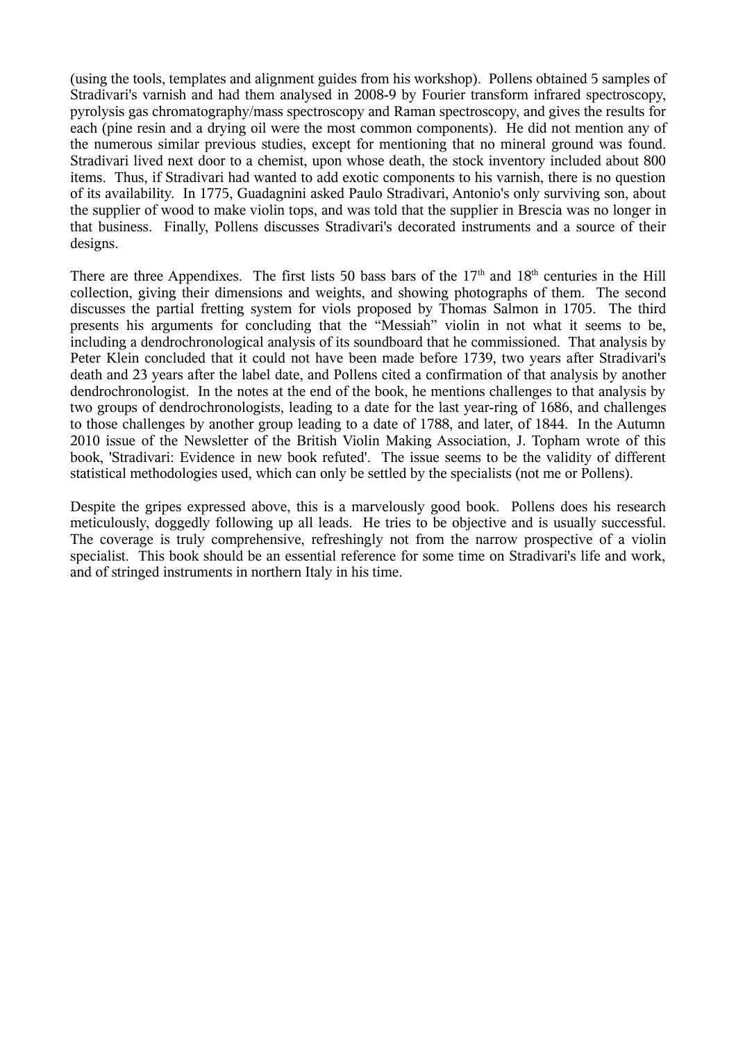(using the tools, templates and alignment guides from his workshop). Pollens obtained 5 samples of Stradivari's varnish and had them analysed in 2008-9 by Fourier transform infrared spectroscopy, pyrolysis gas chromatography/mass spectroscopy and Raman spectroscopy, and gives the results for each (pine resin and a drying oil were the most common components). He did not mention any of the numerous similar previous studies, except for mentioning that no mineral ground was found. Stradivari lived next door to a chemist, upon whose death, the stock inventory included about 800 items. Thus, if Stradivari had wanted to add exotic components to his varnish, there is no question of its availability. In 1775, Guadagnini asked Paulo Stradivari, Antonio's only surviving son, about the supplier of wood to make violin tops, and was told that the supplier in Brescia was no longer in that business. Finally, Pollens discusses Stradivari's decorated instruments and a source of their designs.

There are three Appendixes. The first lists 50 bass bars of the 17th and 18th centuries in the Hill collection, giving their dimensions and weights, and showing photographs of them. The second discusses the partial fretting system for viols proposed by Thomas Salmon in 1705. The third presents his arguments for concluding that the "Messiah" violin in not what it seems to be, including a dendrochronological analysis of its soundboard that he commissioned. That analysis by Peter Klein concluded that it could not have been made before 1739, two years after Stradivari's death and 23 years after the label date, and Pollens cited a confirmation of that analysis by another dendrochronologist. In the notes at the end of the book, he mentions challenges to that analysis by two groups of dendrochronologists, leading to a date for the last year-ring of 1686, and challenges to those challenges by another group leading to a date of 1788, and later, of 1844. In the Autumn 2010 issue of the Newsletter of the British Violin Making Association, J. Topham wrote of this book, 'Stradivari: Evidence in new book refuted'. The issue seems to be the validity of different statistical methodologies used, which can only be settled by the specialists (not me or Pollens).

Despite the gripes expressed above, this is a marvelously good book. Pollens does his research meticulously, doggedly following up all leads. He tries to be objective and is usually successful. The coverage is truly comprehensive, refreshingly not from the narrow prospective of a violin specialist. This book should be an essential reference for some time on Stradivari's life and work, and of stringed instruments in northern Italy in his time.